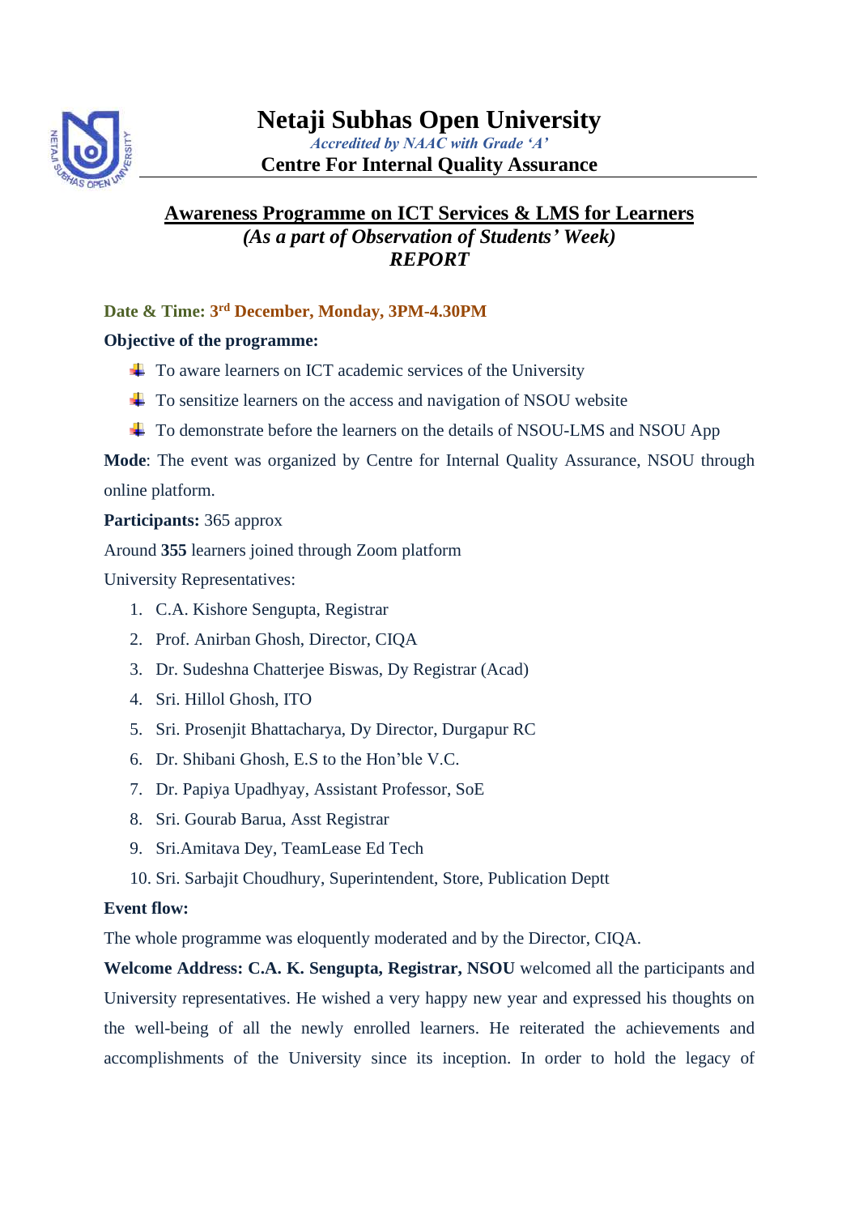# Netaji Subhas Open University

*Accredited by NAAC with Grade 'A'*

**Centre For Internal Quality Assurance**

## Awareness Programme on ICT Services & LMS for Learners

***(As a part of Observation of Students' Week)***

***REPORT***

**Date & Time: 3rd December, Monday, 3PM-4.30PM**

**Objective of the programme:**

- To aware learners on ICT academic services of the University
- To sensitize learners on the access and navigation of NSOU website
- To demonstrate before the learners on the details of NSOU-LMS and NSOU App

**Mode**: The event was organized by Centre for Internal Quality Assurance, NSOU through online platform.

**Participants:** 365 approx

Around **355** learners joined through Zoom platform

University Representatives:

1. C.A. Kishore Sengupta, Registrar
2. Prof. Anirban Ghosh, Director, CIQA
3. Dr. Sudeshna Chatterjee Biswas, Dy Registrar (Acad)
4. Sri. Hillol Ghosh, ITO
5. Sri. Prosenjit Bhattacharya, Dy Director, Durgapur RC
6. Dr. Shibani Ghosh, E.S to the Hon'ble V.C.
7. Dr. Papiya Upadhyay, Assistant Professor, SoE
8. Sri. Gourab Barua, Asst Registrar
9. Sri.Amitava Dey, TeamLease Ed Tech
10. Sri. Sarbajit Choudhury, Superintendent, Store, Publication Deptt

**Event flow:**

The whole programme was eloquently moderated and by the Director, CIQA.

**Welcome Address: C.A. K. Sengupta, Registrar, NSOU** welcomed all the participants and University representatives. He wished a very happy new year and expressed his thoughts on the well-being of all the newly enrolled learners. He reiterated the achievements and accomplishments of the University since its inception. In order to hold the legacy of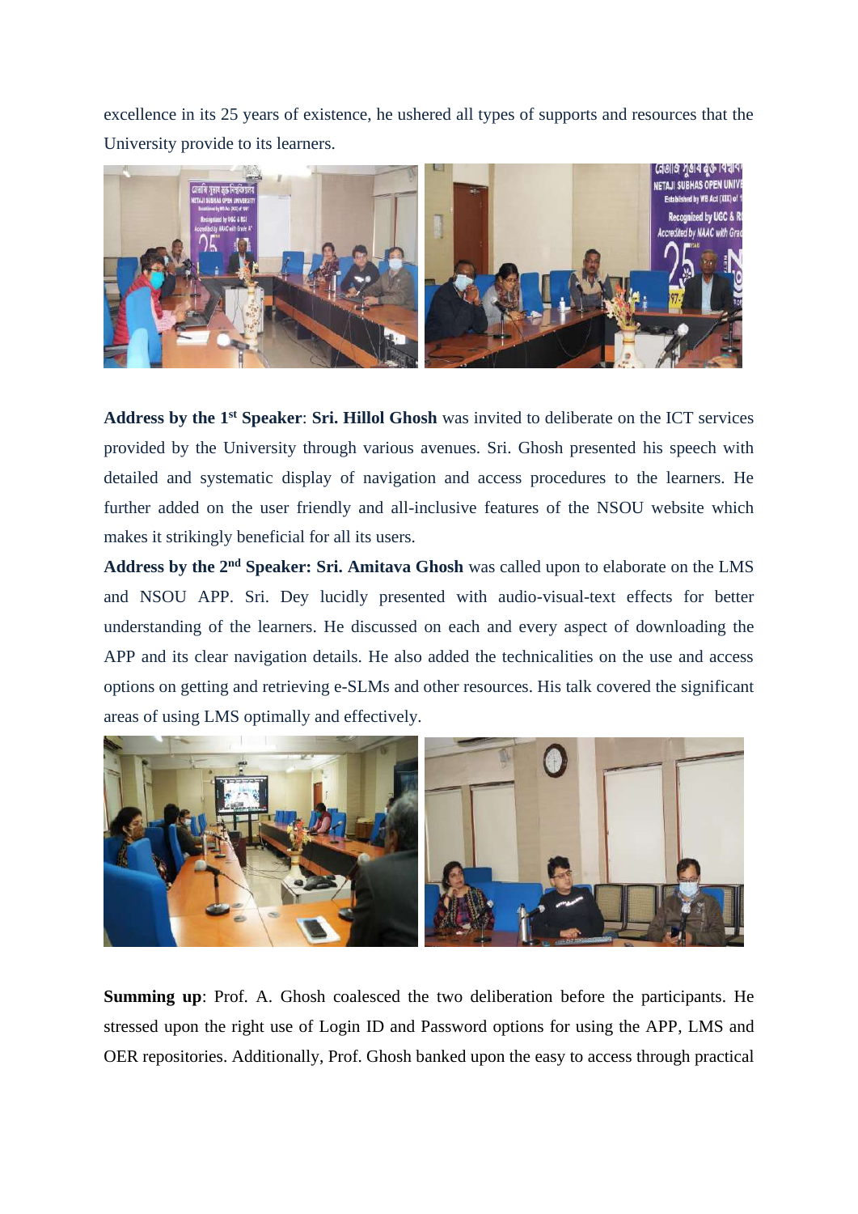excellence in its 25 years of existence, he ushered all types of supports and resources that the University provide to its learners.

**Address by the 1st Speaker**: **Sri. Hillol Ghosh** was invited to deliberate on the ICT services provided by the University through various avenues. Sri. Ghosh presented his speech with detailed and systematic display of navigation and access procedures to the learners. He further added on the user friendly and all-inclusive features of the NSOU website which makes it strikingly beneficial for all its users.

**Address by the 2nd Speaker: Sri. Amitava Ghosh** was called upon to elaborate on the LMS and NSOU APP. Sri. Dey lucidly presented with audio-visual-text effects for better understanding of the learners. He discussed on each and every aspect of downloading the APP and its clear navigation details. He also added the technicalities on the use and access options on getting and retrieving e-SLMs and other resources. His talk covered the significant areas of using LMS optimally and effectively.

**Summing up**: Prof. A. Ghosh coalesced the two deliberation before the participants. He stressed upon the right use of Login ID and Password options for using the APP, LMS and OER repositories. Additionally, Prof. Ghosh banked upon the easy to access through practical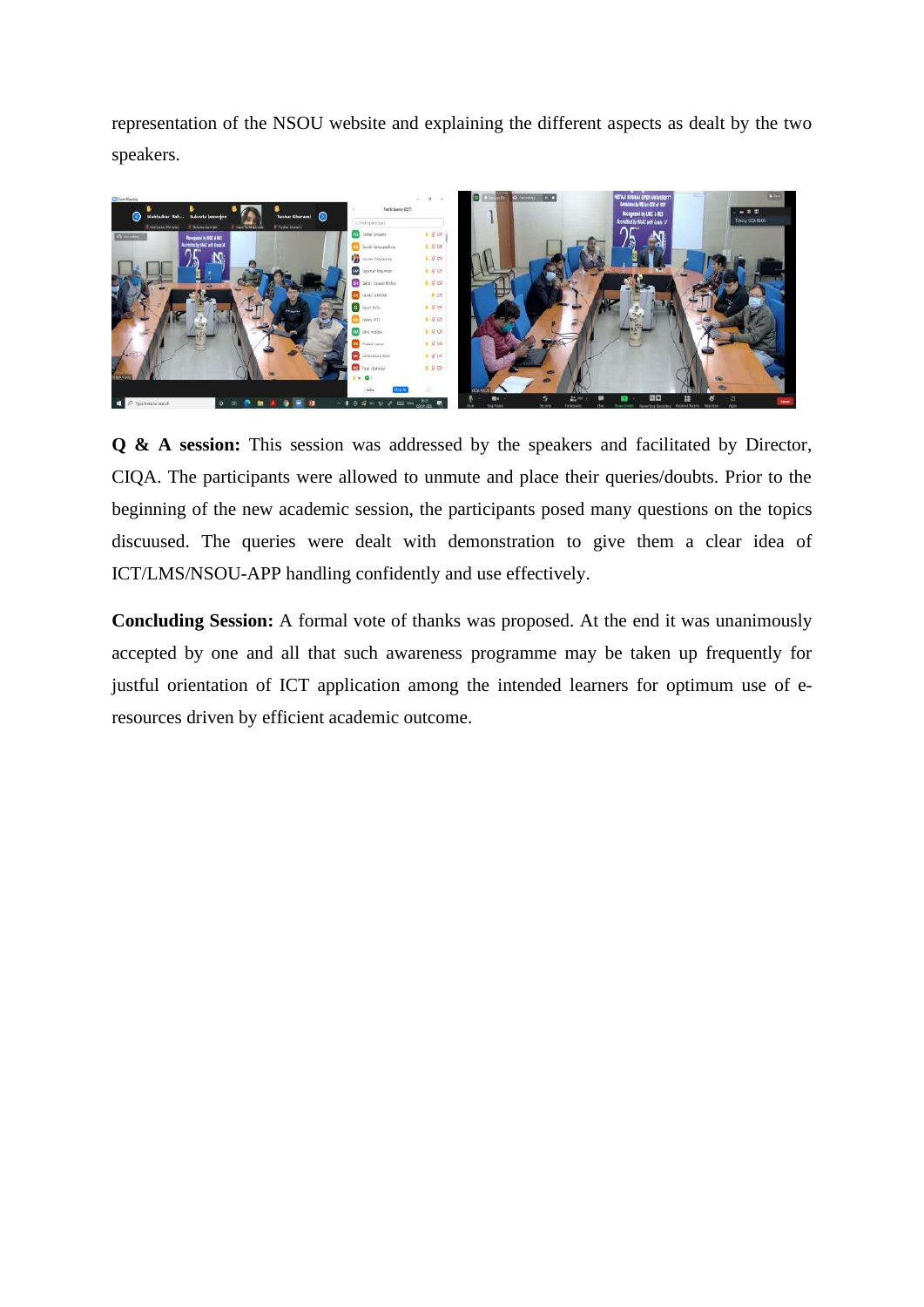representation of the NSOU website and explaining the different aspects as dealt by the two speakers.

**Q & A session:** This session was addressed by the speakers and facilitated by Director, CIQA. The participants were allowed to unmute and place their queries/doubts. Prior to the beginning of the new academic session, the participants posed many questions on the topics discuused. The queries were dealt with demonstration to give them a clear idea of ICT/LMS/NSOU-APP handling confidently and use effectively.

**Concluding Session:** A formal vote of thanks was proposed. At the end it was unanimously accepted by one and all that such awareness programme may be taken up frequently for justful orientation of ICT application among the intended learners for optimum use of e-resources driven by efficient academic outcome.